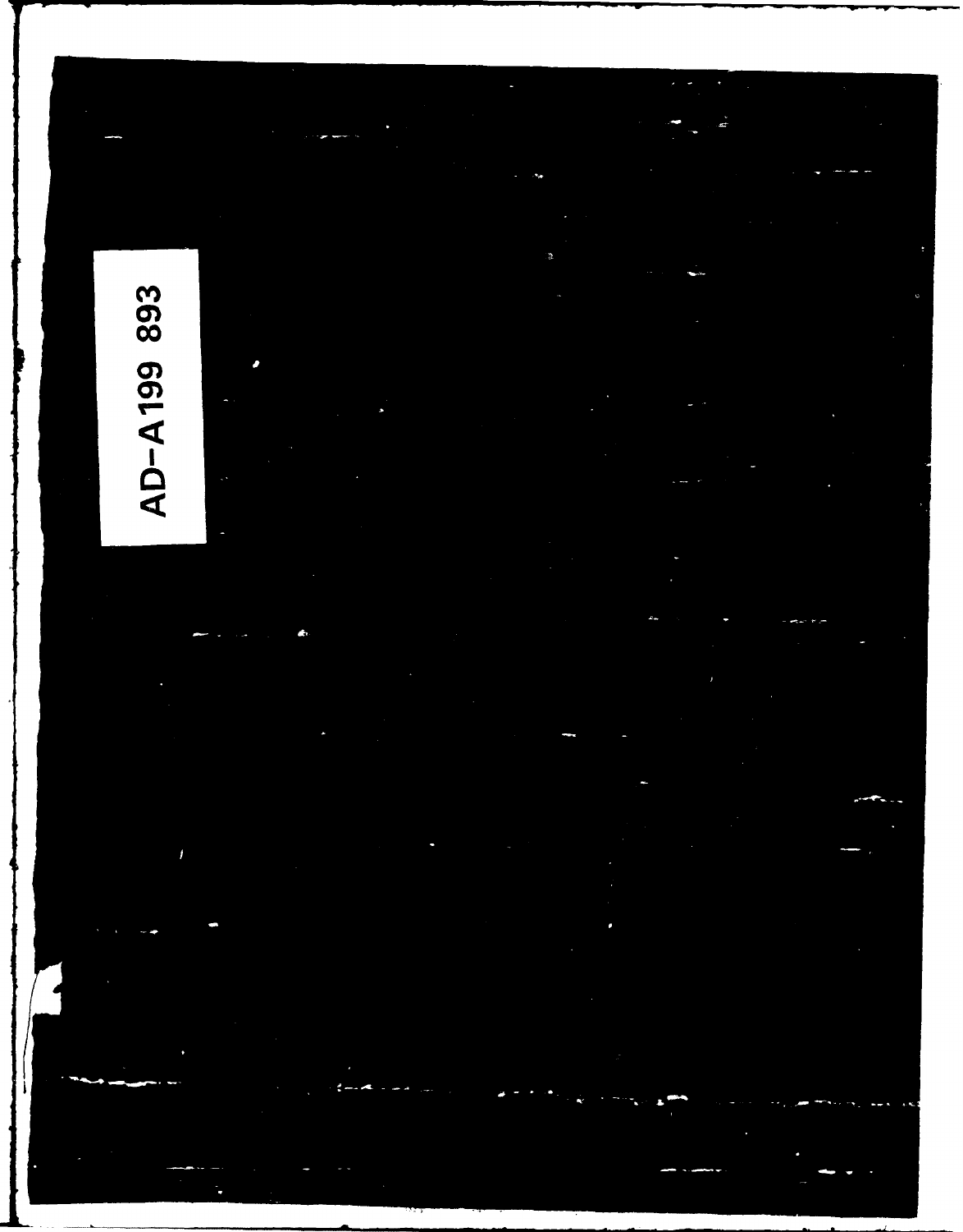AD-A199 893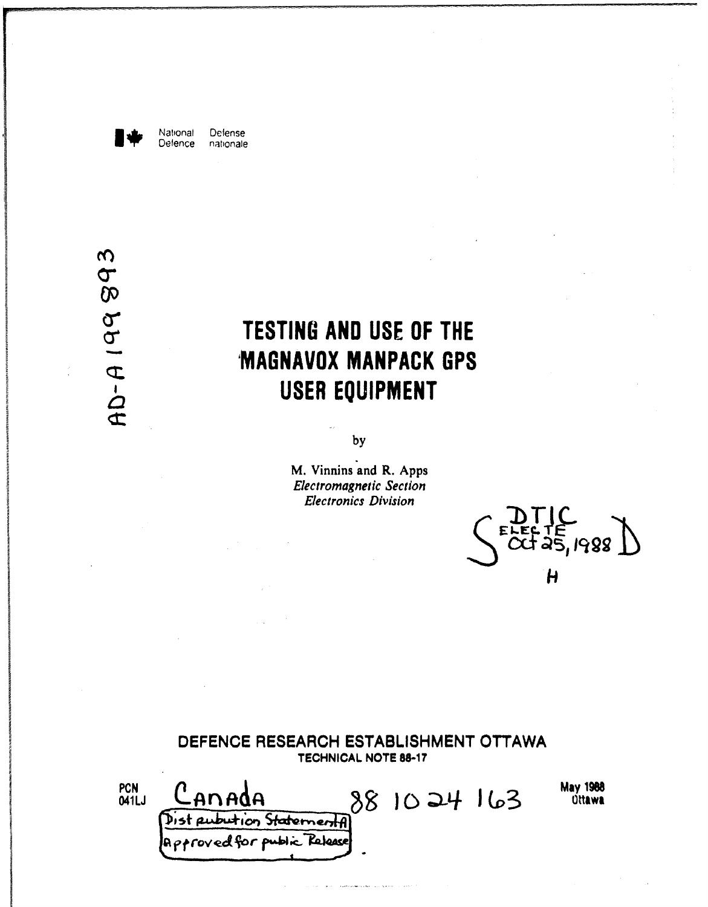National Defence / Défense nationale

AD-A199 893

# TESTING AND USE OF THE MAGNAVOX MANPACK GPS USER EQUIPMENT

by

M. Vinnins and R. Apps
*Electromagnetic Section*
*Electronics Division*

DTIC ELECTE Oct 25, 1988 S D H

**DEFENCE RESEARCH ESTABLISHMENT OTTAWA**
**TECHNICAL NOTE 88-17**

PCN 041LJ

Canada

88 10 24 163

May 1988
Ottawa

Distribution Statement A
Approved for public Release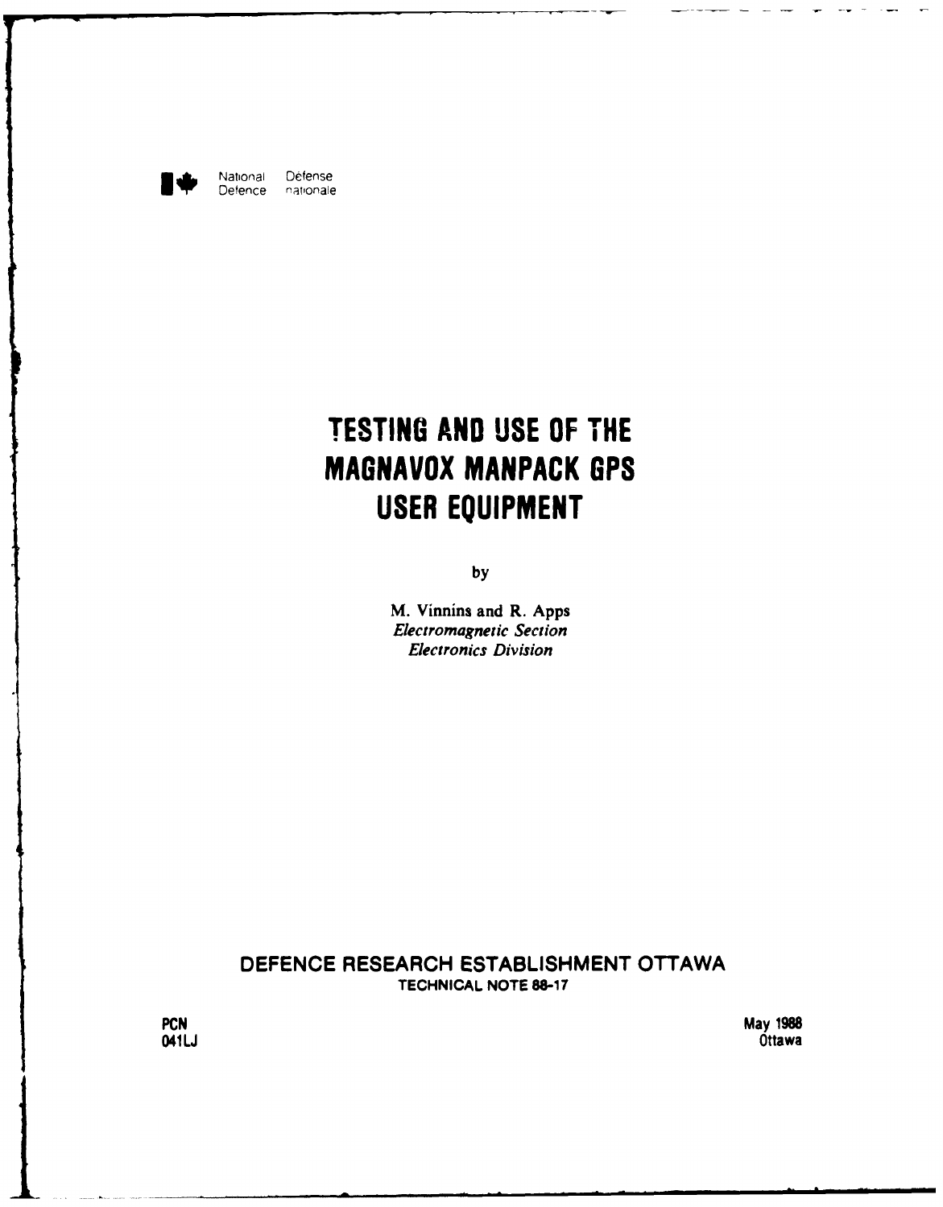National Defence / Défense nationale

# TESTING AND USE OF THE MAGNAVOX MANPACK GPS USER EQUIPMENT

by

M. Vinnins and R. Apps
*Electromagnetic Section*
*Electronics Division*

**DEFENCE RESEARCH ESTABLISHMENT OTTAWA**
**TECHNICAL NOTE 88-17**

**PCN**
**041LJ**

**May 1988**
**Ottawa**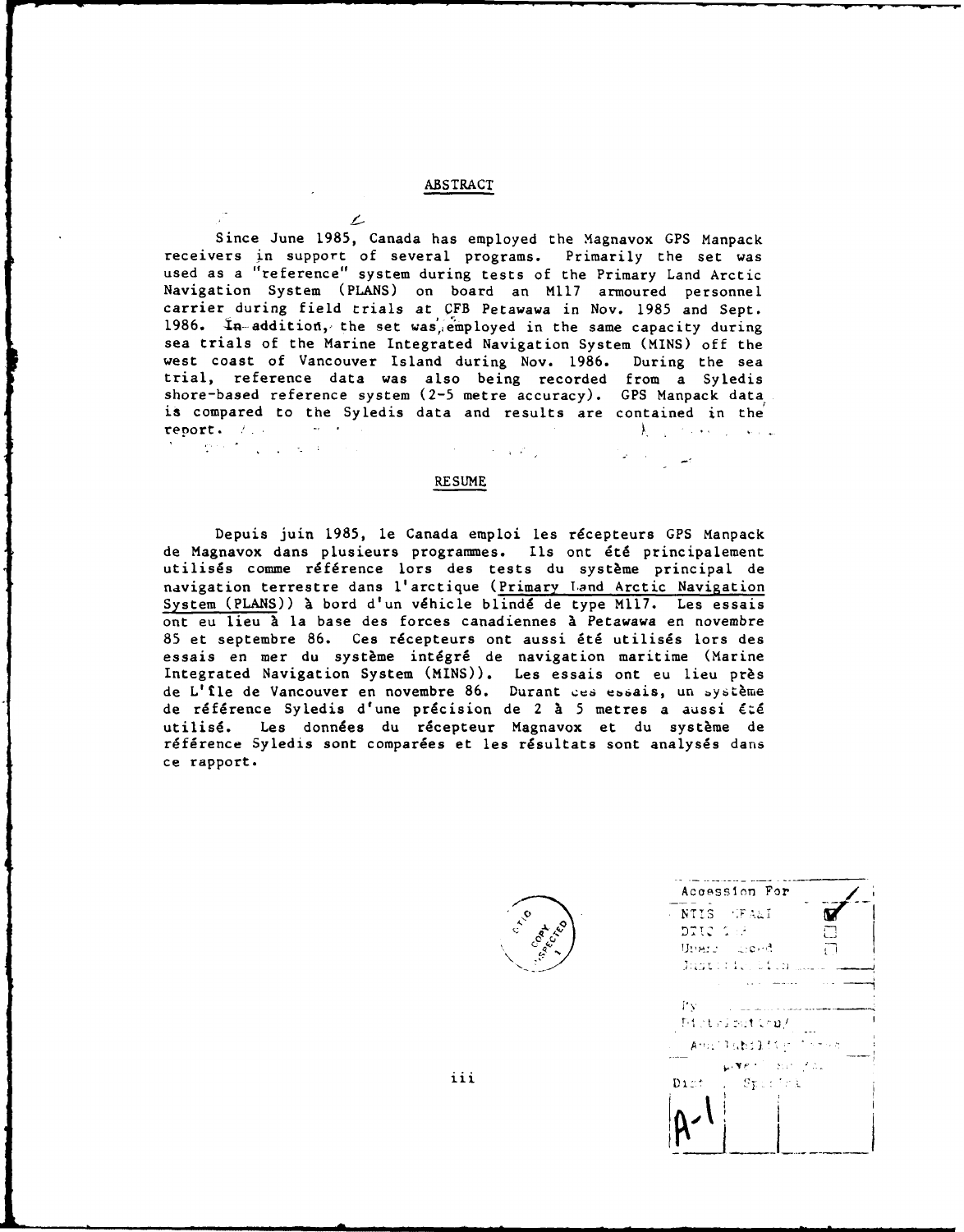## ABSTRACT

Since June 1985, Canada has employed the Magnavox GPS Manpack receivers in support of several programs. Primarily the set was used as a "reference" system during tests of the Primary Land Arctic Navigation System (PLANS) on board an M117 armoured personnel carrier during field trials at CFB Petawawa in Nov. 1985 and Sept. 1986. In addition, the set was employed in the same capacity during sea trials of the Marine Integrated Navigation System (MINS) off the west coast of Vancouver Island during Nov. 1986. During the sea trial, reference data was also being recorded from a Syledis shore-based reference system (2-5 metre accuracy). GPS Manpack data is compared to the Syledis data and results are contained in the report.

## RESUME

Depuis juin 1985, le Canada emploi les récepteurs GPS Manpack de Magnavox dans plusieurs programmes. Ils ont été principalement utilisés comme référence lors des tests du système principal de navigation terrestre dans l'arctique (Primary Land Arctic Navigation System (PLANS)) à bord d'un véhicle blindé de type M117. Les essais ont eu lieu à la base des forces canadiennes à Petawawa en novembre 85 et septembre 86. Ces récepteurs ont aussi été utilisés lors des essais en mer du système intégré de navigation maritime (Marine Integrated Navigation System (MINS)). Les essais ont eu lieu près de L'île de Vancouver en novembre 86. Durant ces essais, un système de référence Syledis d'une précision de 2 à 5 metres a aussi été utilisé. Les données du récepteur Magnavox et du système de référence Syledis sont comparées et les résultats sont analysés dans ce rapport.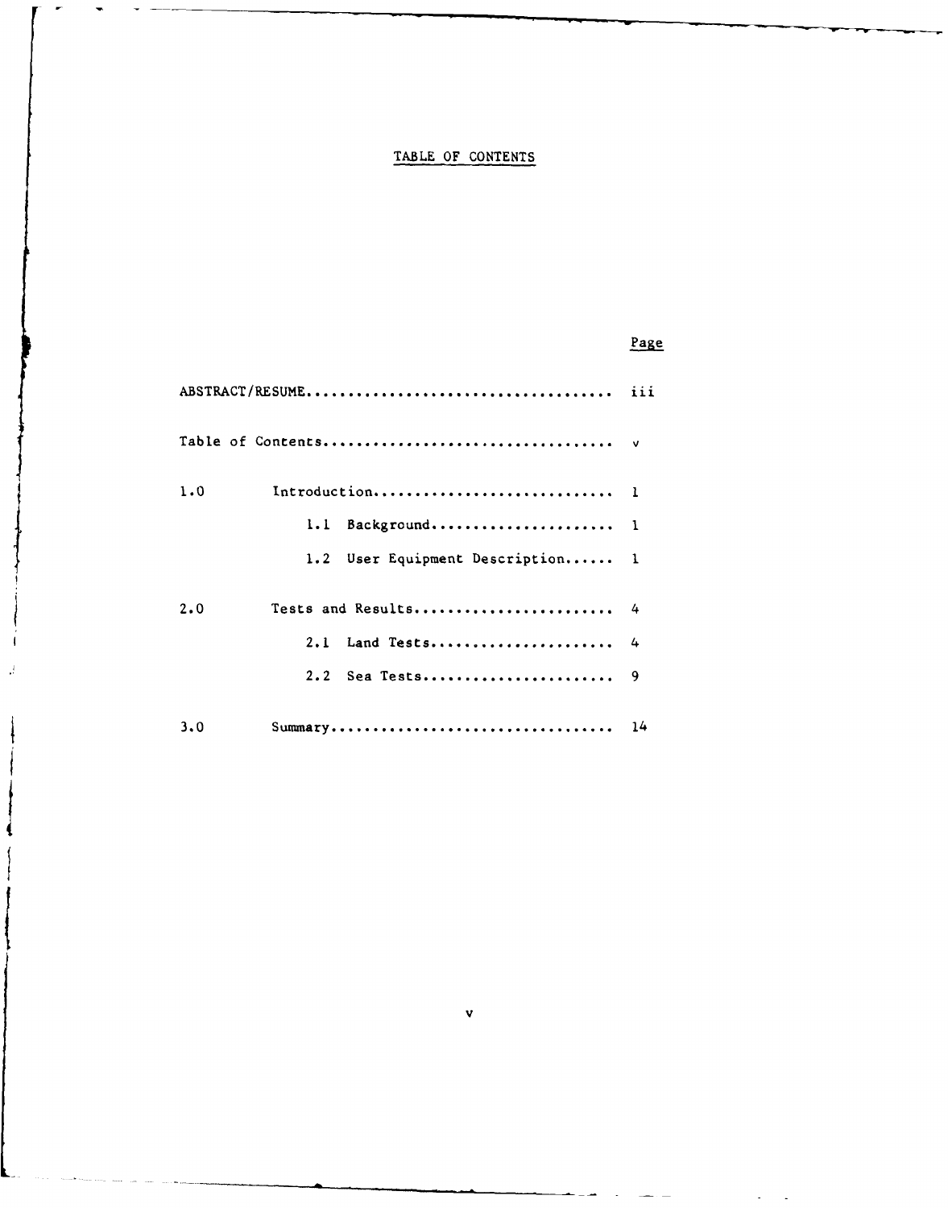# TABLE OF CONTENTS

| | | Page |
|---|---|---|
| ABSTRACT/RESUME | | iii |
| Table of Contents | | v |
| 1.0 | Introduction | 1 |
| | 1.1 Background | 1 |
| | 1.2 User Equipment Description | 1 |
| 2.0 | Tests and Results | 4 |
| | 2.1 Land Tests | 4 |
| | 2.2 Sea Tests | 9 |
| 3.0 | Summary | 14 |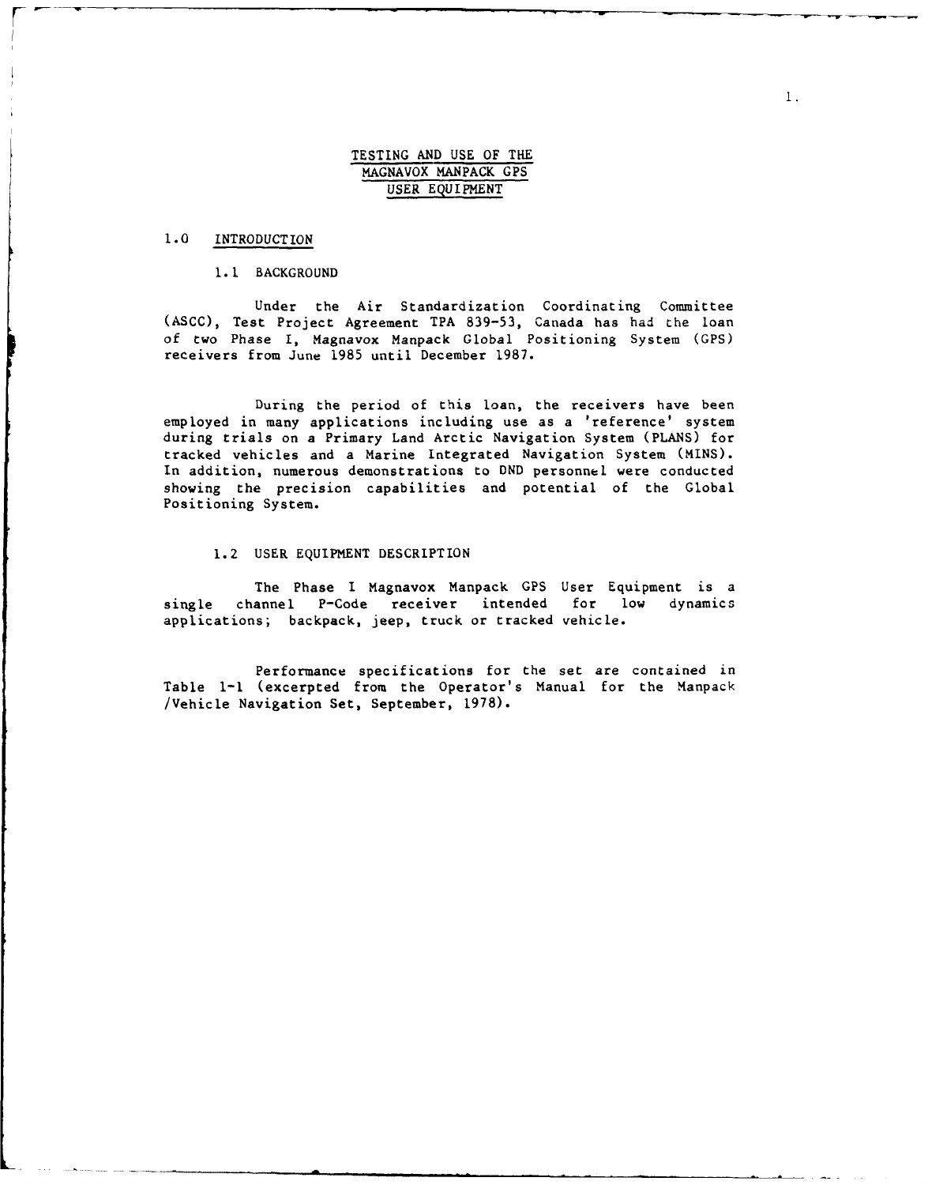# TESTING AND USE OF THE MAGNAVOX MANPACK GPS USER EQUIPMENT

## 1.0 INTRODUCTION

### 1.1 BACKGROUND

Under the Air Standardization Coordinating Committee (ASCC), Test Project Agreement TPA 839-53, Canada has had the loan of two Phase I, Magnavox Manpack Global Positioning System (GPS) receivers from June 1985 until December 1987.

During the period of this loan, the receivers have been employed in many applications including use as a 'reference' system during trials on a Primary Land Arctic Navigation System (PLANS) for tracked vehicles and a Marine Integrated Navigation System (MINS). In addition, numerous demonstrations to DND personnel were conducted showing the precision capabilities and potential of the Global Positioning System.

### 1.2 USER EQUIPMENT DESCRIPTION

The Phase I Magnavox Manpack GPS User Equipment is a single channel P-Code receiver intended for low dynamics applications; backpack, jeep, truck or tracked vehicle.

Performance specifications for the set are contained in Table 1-1 (excerpted from the Operator's Manual for the Manpack /Vehicle Navigation Set, September, 1978).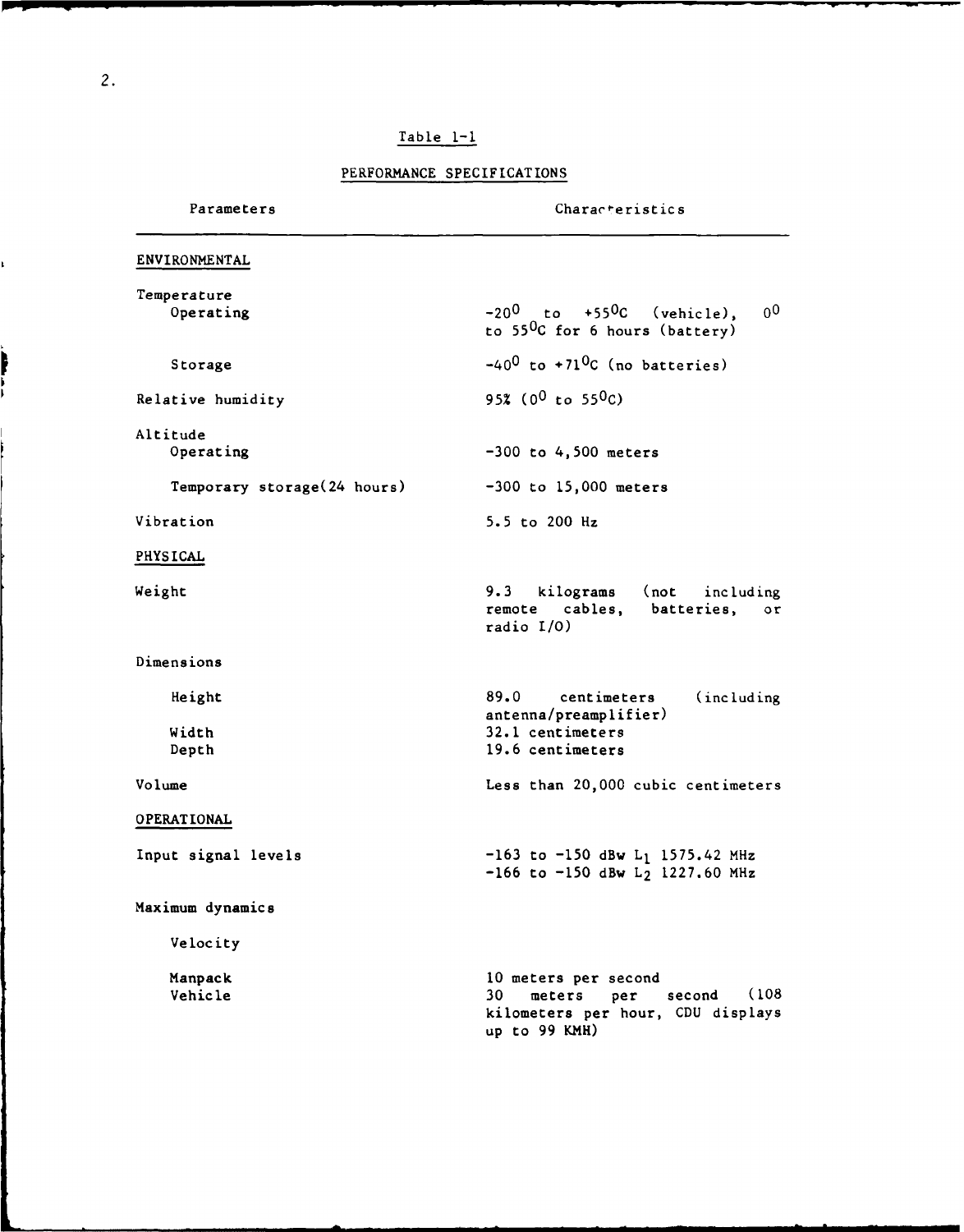Table 1-1

PERFORMANCE SPECIFICATIONS

| Parameters | Characteristics |
|---|---|
| **ENVIRONMENTAL** | |
| Temperature | |
| Operating | $-20^0$ to $+55^0$C (vehicle), $0^0$ to $55^0$C for 6 hours (battery) |
| Storage | $-40^0$ to $+71^0$C (no batteries) |
| Relative humidity | 95% ($0^0$ to $55^0$C) |
| Altitude | |
| Operating | -300 to 4,500 meters |
| Temporary storage(24 hours) | -300 to 15,000 meters |
| Vibration | 5.5 to 200 Hz |
| **PHYSICAL** | |
| Weight | 9.3 kilograms (not including remote cables, batteries, or radio I/O) |
| Dimensions | |
| Height | 89.0 centimeters (including antenna/preamplifier) |
| Width | 32.1 centimeters |
| Depth | 19.6 centimeters |
| Volume | Less than 20,000 cubic centimeters |
| **OPERATIONAL** | |
| Input signal levels | -163 to -150 dBw $L_1$ 1575.42 MHz<br>-166 to -150 dBw $L_2$ 1227.60 MHz |
| Maximum dynamics | |
| Velocity | |
| Manpack | 10 meters per second |
| Vehicle | 30 meters per second (108 kilometers per hour, CDU displays up to 99 KMH) |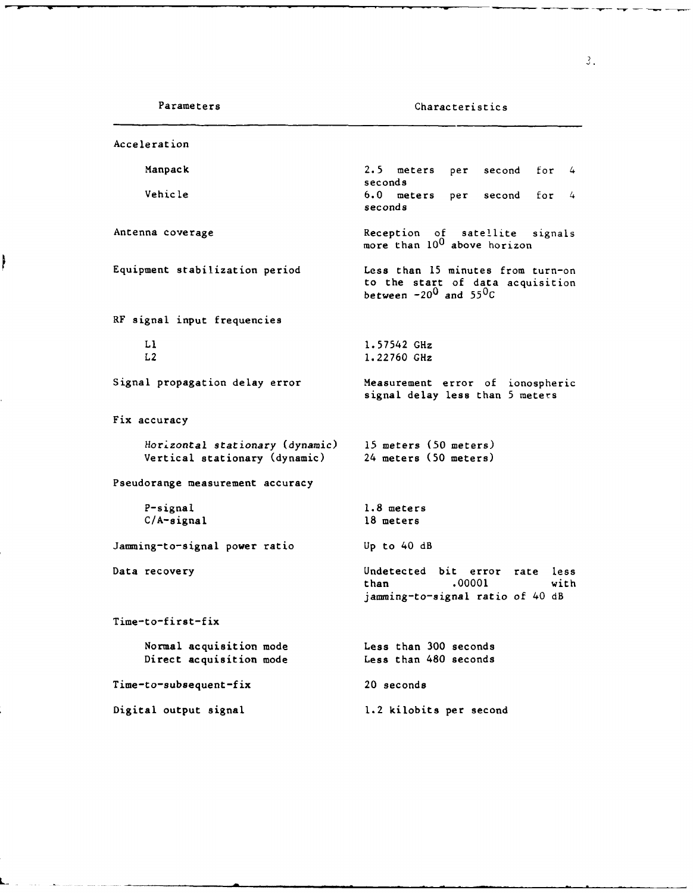| Parameters | Characteristics |
|---|---|
| Acceleration | |
| Manpack | 2.5 meters per second for 4 seconds |
| Vehicle | 6.0 meters per second for 4 seconds |
| Antenna coverage | Reception of satellite signals more than $10^0$ above horizon |
| Equipment stabilization period | Less than 15 minutes from turn-on to the start of data acquisition between $-20^0$ and $55^0$C |
| RF signal input frequencies | |
| L1 | 1.57542 GHz |
| L2 | 1.22760 GHz |
| Signal propagation delay error | Measurement error of ionospheric signal delay less than 5 meters |
| Fix accuracy | |
| *Horizontal stationary (dynamic)* | 15 meters (50 meters) |
| Vertical stationary (dynamic) | 24 meters (50 meters) |
| Pseudorange measurement accuracy | |
| P-signal | 1.8 meters |
| C/A-signal | 18 meters |
| Jamming-to-signal power ratio | Up to 40 dB |
| Data recovery | Undetected bit error rate less than .00001 with jamming-to-signal ratio of 40 dB |
| Time-to-first-fix | |
| Normal acquisition mode | Less than 300 seconds |
| Direct acquisition mode | Less than 480 seconds |
| Time-to-subsequent-fix | 20 seconds |
| Digital output signal | 1.2 kilobits per second |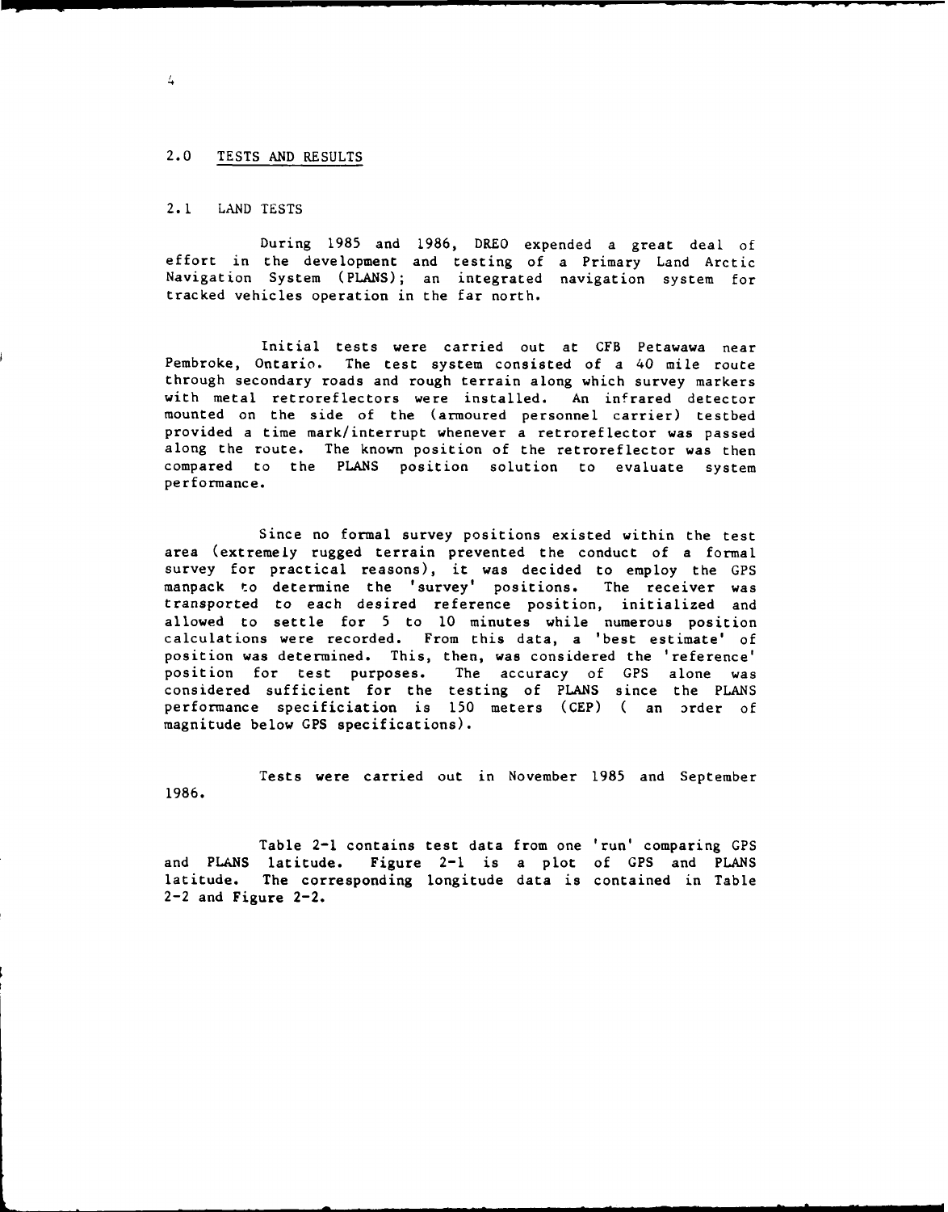## 2.0 TESTS AND RESULTS

### 2.1 LAND TESTS

During 1985 and 1986, DREO expended a great deal of effort in the development and testing of a Primary Land Arctic Navigation System (PLANS); an integrated navigation system for tracked vehicles operation in the far north.

Initial tests were carried out at CFB Petawawa near Pembroke, Ontario. The test system consisted of a 40 mile route through secondary roads and rough terrain along which survey markers with metal retroreflectors were installed. An infrared detector mounted on the side of the (armoured personnel carrier) testbed provided a time mark/interrupt whenever a retroreflector was passed along the route. The known position of the retroreflector was then compared to the PLANS position solution to evaluate system performance.

Since no formal survey positions existed within the test area (extremely rugged terrain prevented the conduct of a formal survey for practical reasons), it was decided to employ the GPS manpack to determine the 'survey' positions. The receiver was transported to each desired reference position, initialized and allowed to settle for 5 to 10 minutes while numerous position calculations were recorded. From this data, a 'best estimate' of position was determined. This, then, was considered the 'reference' position for test purposes. The accuracy of GPS alone was considered sufficient for the testing of PLANS since the PLANS performance specificiation is 150 meters (CEP) ( an order of magnitude below GPS specifications).

Tests were carried out in November 1985 and September 1986.

Table 2-1 contains test data from one 'run' comparing GPS and PLANS latitude. Figure 2-1 is a plot of GPS and PLANS latitude. The corresponding longitude data is contained in Table 2-2 and Figure 2-2.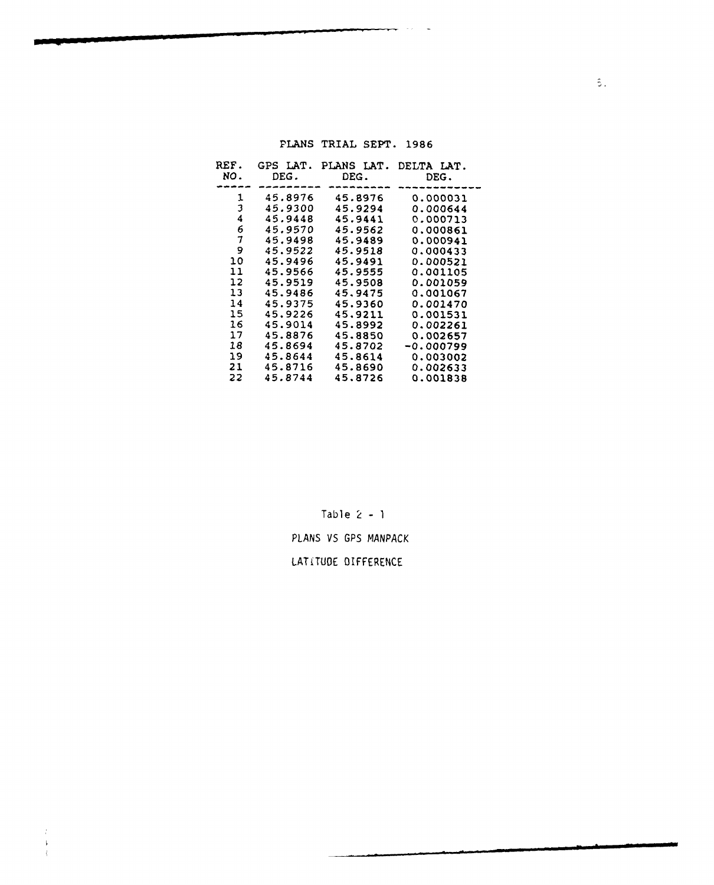PLANS TRIAL SEPT. 1986

| REF. NO. | GPS LAT. DEG. | PLANS LAT. DEG. | DELTA LAT. DEG. |
|---|---|---|---|
| 1 | 45.8976 | 45.8976 | 0.000031 |
| 3 | 45.9300 | 45.9294 | 0.000644 |
| 4 | 45.9448 | 45.9441 | 0.000713 |
| 6 | 45.9570 | 45.9562 | 0.000861 |
| 7 | 45.9498 | 45.9489 | 0.000941 |
| 9 | 45.9522 | 45.9518 | 0.000433 |
| 10 | 45.9496 | 45.9491 | 0.000521 |
| 11 | 45.9566 | 45.9555 | 0.001105 |
| 12 | 45.9519 | 45.9508 | 0.001059 |
| 13 | 45.9486 | 45.9475 | 0.001067 |
| 14 | 45.9375 | 45.9360 | 0.001470 |
| 15 | 45.9226 | 45.9211 | 0.001531 |
| 16 | 45.9014 | 45.8992 | 0.002261 |
| 17 | 45.8876 | 45.8850 | 0.002657 |
| 18 | 45.8694 | 45.8702 | -0.000799 |
| 19 | 45.8644 | 45.8614 | 0.003002 |
| 21 | 45.8716 | 45.8690 | 0.002633 |
| 22 | 45.8744 | 45.8726 | 0.001838 |

Table 2 - 1

PLANS VS GPS MANPACK

LATITUDE DIFFERENCE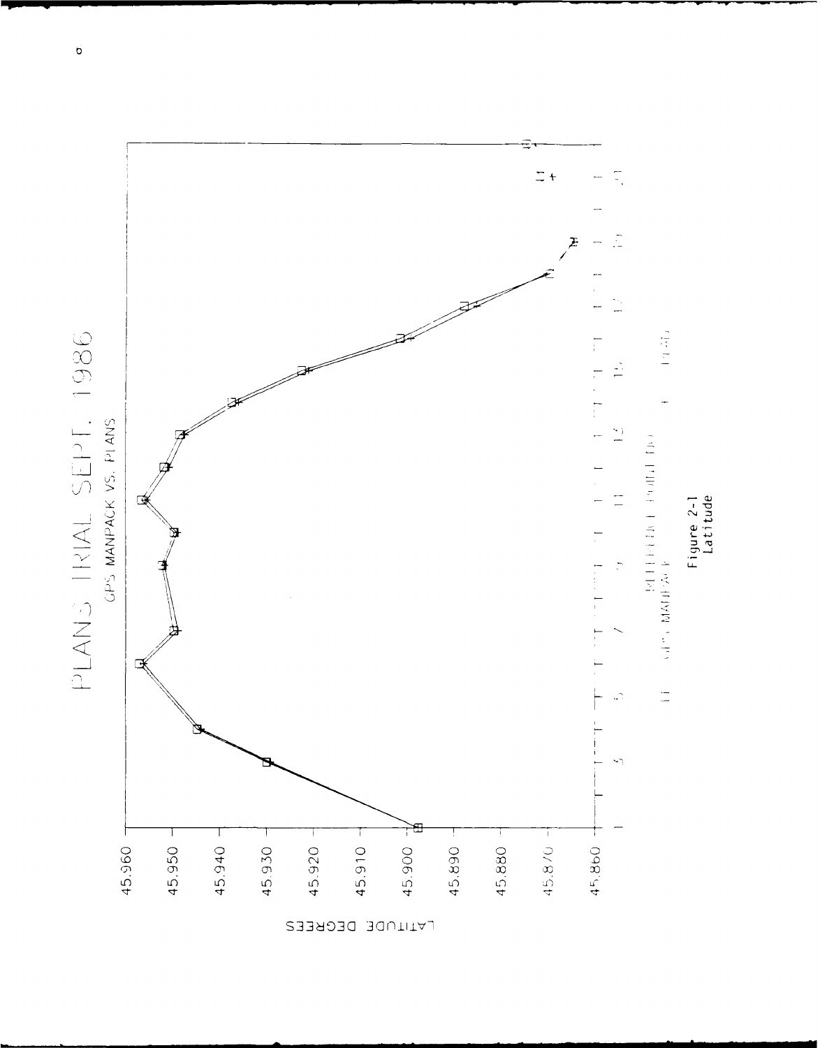Figure 2-1
Latitude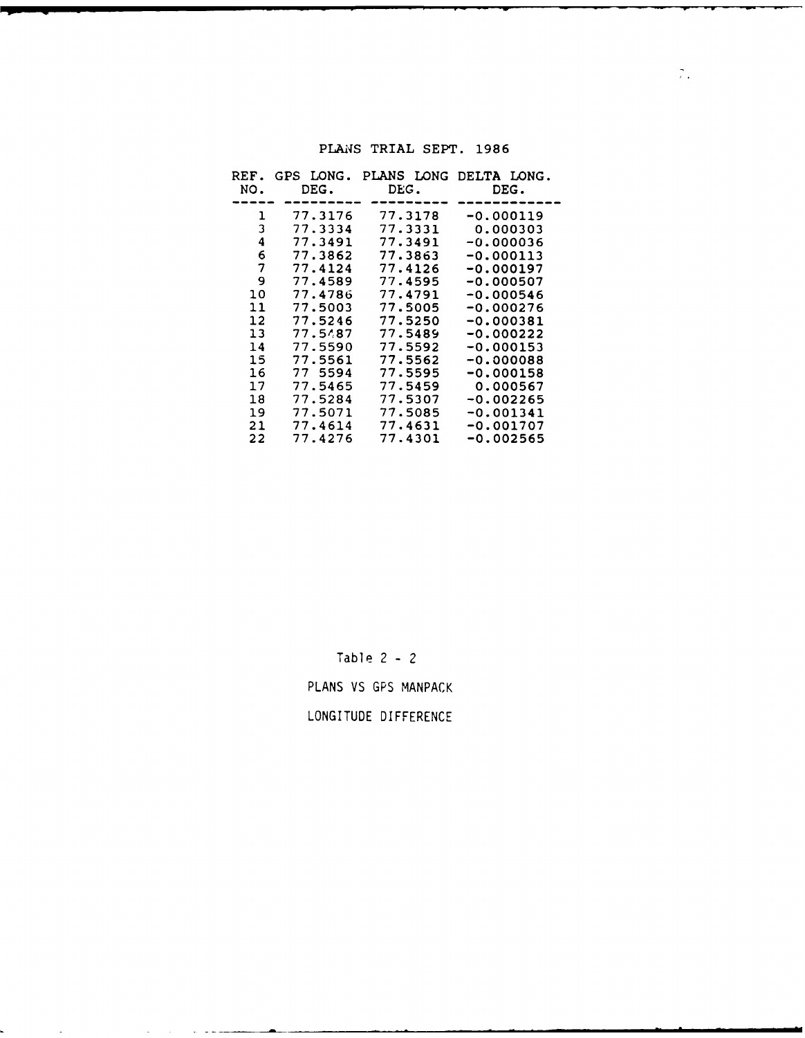PLANS TRIAL SEPT. 1986

| REF. NO. | GPS LONG. DEG. | PLANS LONG DEG. | DELTA LONG. DEG. |
|---|---|---|---|
| 1 | 77.3176 | 77.3178 | -0.000119 |
| 3 | 77.3334 | 77.3331 | 0.000303 |
| 4 | 77.3491 | 77.3491 | -0.000036 |
| 6 | 77.3862 | 77.3863 | -0.000113 |
| 7 | 77.4124 | 77.4126 | -0.000197 |
| 9 | 77.4589 | 77.4595 | -0.000507 |
| 10 | 77.4786 | 77.4791 | -0.000546 |
| 11 | 77.5003 | 77.5005 | -0.000276 |
| 12 | 77.5246 | 77.5250 | -0.000381 |
| 13 | 77.5487 | 77.5489 | -0.000222 |
| 14 | 77.5590 | 77.5592 | -0.000153 |
| 15 | 77.5561 | 77.5562 | -0.000088 |
| 16 | 77 5594 | 77.5595 | -0.000158 |
| 17 | 77.5465 | 77.5459 | 0.000567 |
| 18 | 77.5284 | 77.5307 | -0.002265 |
| 19 | 77.5071 | 77.5085 | -0.001341 |
| 21 | 77.4614 | 77.4631 | -0.001707 |
| 22 | 77.4276 | 77.4301 | -0.002565 |

Table 2 - 2

PLANS VS GPS MANPACK

LONGITUDE DIFFERENCE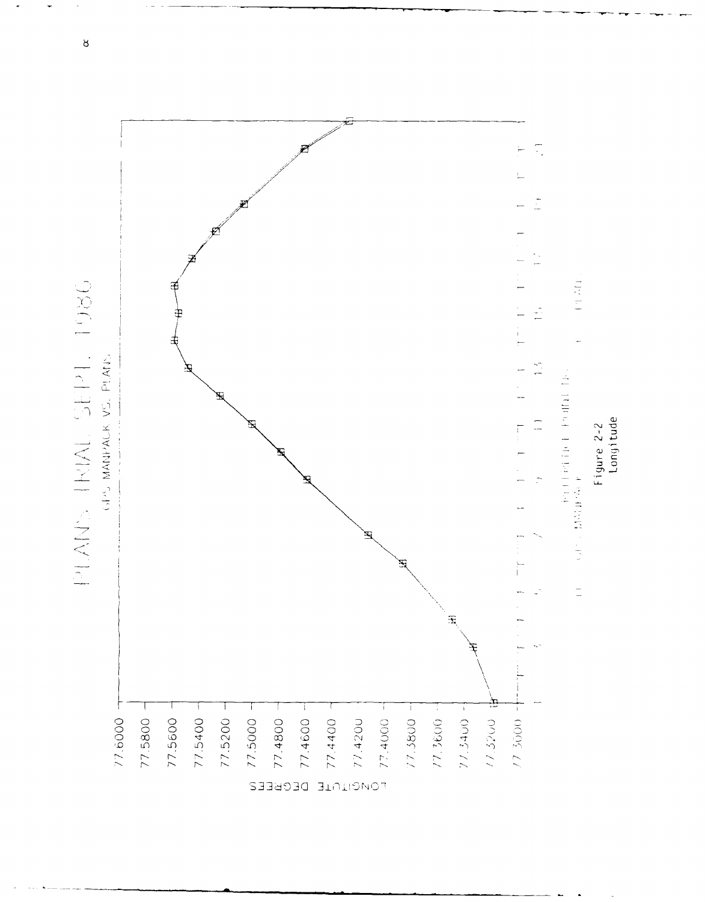PLANS TRIAL SEPT. 1986

GPS MANPACK VS. PLANS

LONGITUDE DEGREES

77.6000
77.5800
77.5600
77.5400
77.5200
77.5000
77.4800
77.4600
77.4400
77.4200
77.4000
77.3800
77.3600
77.3400
77.3200
77.3000

Figure 2-2
Longitude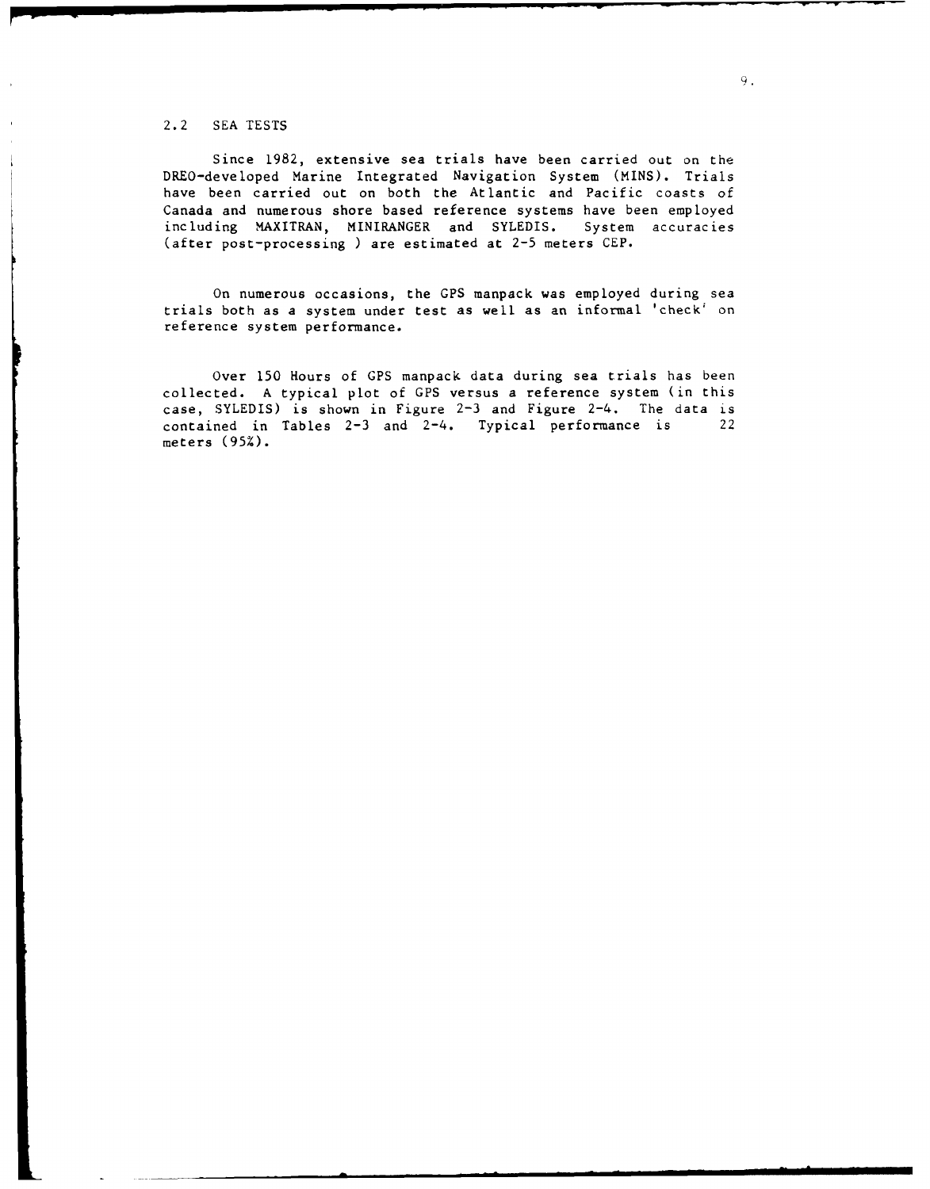## 2.2 SEA TESTS

Since 1982, extensive sea trials have been carried out on the DREO-developed Marine Integrated Navigation System (MINS). Trials have been carried out on both the Atlantic and Pacific coasts of Canada and numerous shore based reference systems have been employed including MAXITRAN, MINIRANGER and SYLEDIS. System accuracies (after post-processing ) are estimated at 2-5 meters CEP.

On numerous occasions, the GPS manpack was employed during sea trials both as a system under test as well as an informal 'check' on reference system performance.

Over 150 Hours of GPS manpack data during sea trials has been collected. A typical plot of GPS versus a reference system (in this case, SYLEDIS) is shown in Figure 2-3 and Figure 2-4. The data is contained in Tables 2-3 and 2-4. Typical performance is 22 meters (95%).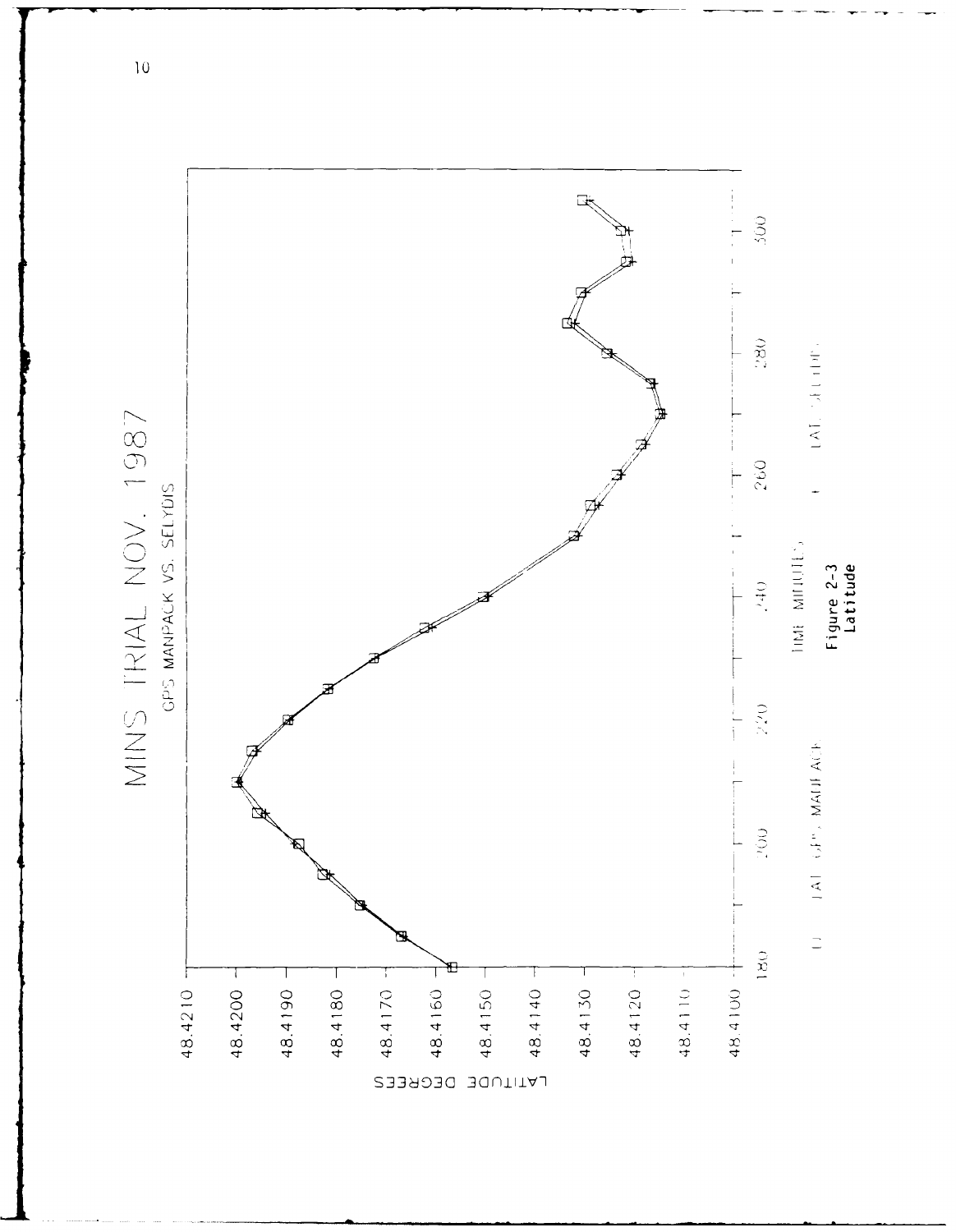MINS TRIAL NOV. 1987

GPS MANPACK VS. SELYDIS

LATITUDE DEGREES

48.4210
48.4200
48.4190
48.4180
48.4170
48.4160
48.4150
48.4140
48.4130
48.4120
48.4110
48.4100

180 200 220 240 260 280 300

TIME MINUTES

□ LAT GPS MANPACK + LAT SELYDIS

Figure 2-3
Latitude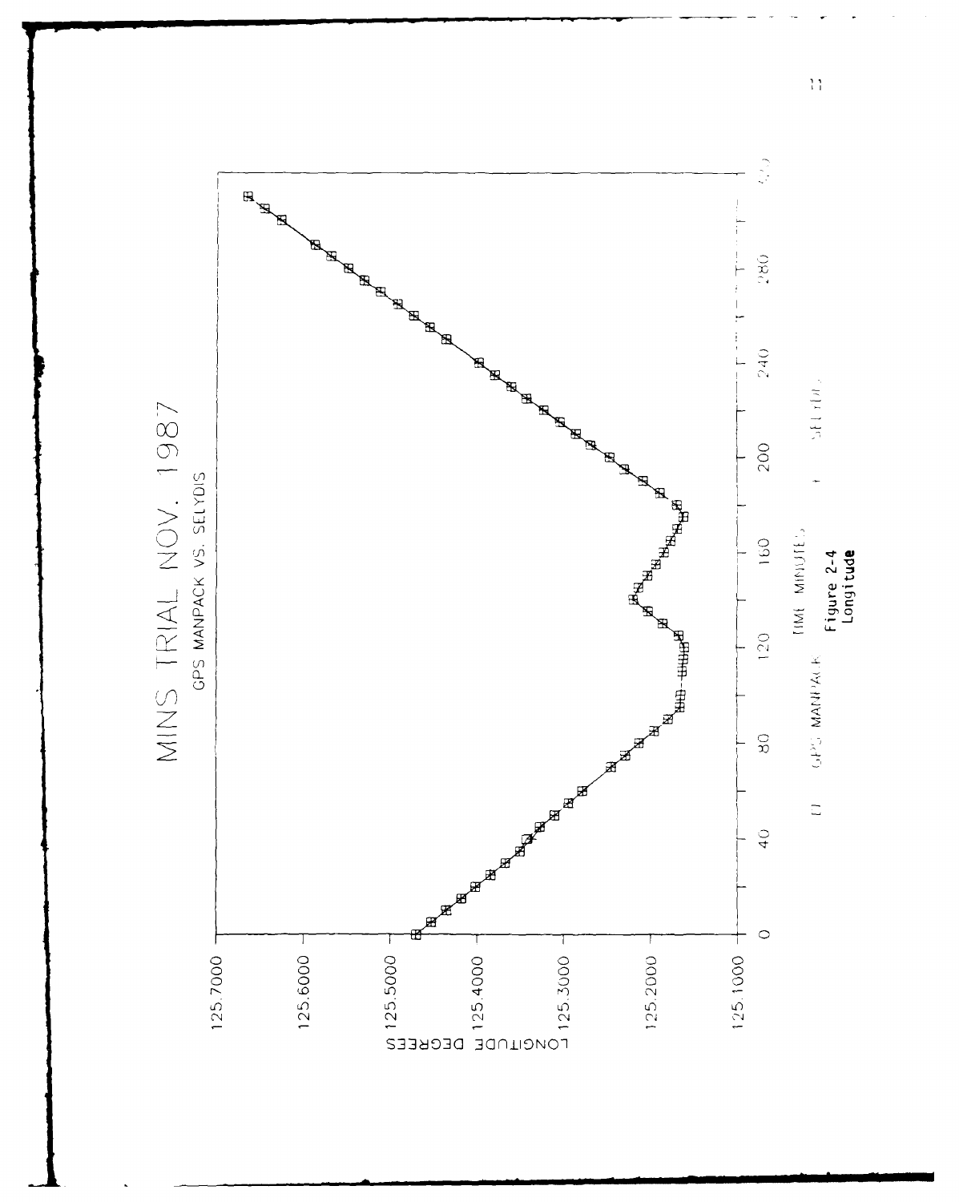# MINS TRIAL NOV. 1987

GPS MANPACK VS. SELYDIS

LONGITUDE DEGREES

125.7000
125.6000
125.5000
125.4000
125.3000
125.2000
125.1000

0 40 80 120 160 200 240 280

TIME MINUTES

□ GPS MANPACK + SELYDIS

Figure 2-4
Longitude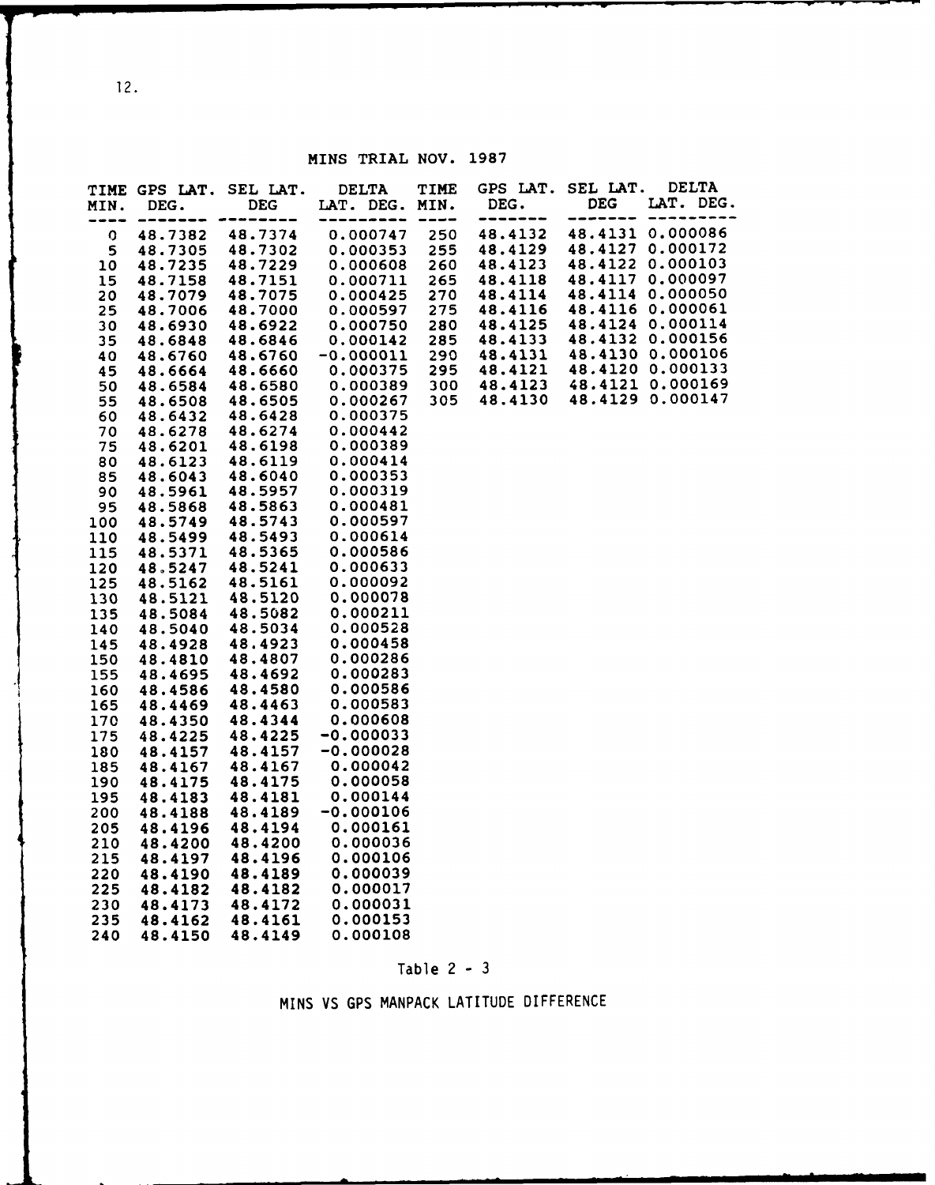MINS TRIAL NOV. 1987

| TIME MIN. | GPS LAT. DEG. | SEL LAT. DEG | DELTA LAT. DEG. | TIME MIN. | GPS LAT. DEG. | SEL LAT. DEG | DELTA LAT. DEG. |
|---|---|---|---|---|---|---|---|
| 0 | 48.7382 | 48.7374 | 0.000747 | 250 | 48.4132 | 48.4131 | 0.000086 |
| 5 | 48.7305 | 48.7302 | 0.000353 | 255 | 48.4129 | 48.4127 | 0.000172 |
| 10 | 48.7235 | 48.7229 | 0.000608 | 260 | 48.4123 | 48.4122 | 0.000103 |
| 15 | 48.7158 | 48.7151 | 0.000711 | 265 | 48.4118 | 48.4117 | 0.000097 |
| 20 | 48.7079 | 48.7075 | 0.000425 | 270 | 48.4114 | 48.4114 | 0.000050 |
| 25 | 48.7006 | 48.7000 | 0.000597 | 275 | 48.4116 | 48.4116 | 0.000061 |
| 30 | 48.6930 | 48.6922 | 0.000750 | 280 | 48.4125 | 48.4124 | 0.000114 |
| 35 | 48.6848 | 48.6846 | 0.000142 | 285 | 48.4133 | 48.4132 | 0.000156 |
| 40 | 48.6760 | 48.6760 | -0.000011 | 290 | 48.4131 | 48.4130 | 0.000106 |
| 45 | 48.6664 | 48.6660 | 0.000375 | 295 | 48.4121 | 48.4120 | 0.000133 |
| 50 | 48.6584 | 48.6580 | 0.000389 | 300 | 48.4123 | 48.4121 | 0.000169 |
| 55 | 48.6508 | 48.6505 | 0.000267 | 305 | 48.4130 | 48.4129 | 0.000147 |
| 60 | 48.6432 | 48.6428 | 0.000375 | | | | |
| 70 | 48.6278 | 48.6274 | 0.000442 | | | | |
| 75 | 48.6201 | 48.6198 | 0.000389 | | | | |
| 80 | 48.6123 | 48.6119 | 0.000414 | | | | |
| 85 | 48.6043 | 48.6040 | 0.000353 | | | | |
| 90 | 48.5961 | 48.5957 | 0.000319 | | | | |
| 95 | 48.5868 | 48.5863 | 0.000481 | | | | |
| 100 | 48.5749 | 48.5743 | 0.000597 | | | | |
| 110 | 48.5499 | 48.5493 | 0.000614 | | | | |
| 115 | 48.5371 | 48.5365 | 0.000586 | | | | |
| 120 | 48.5247 | 48.5241 | 0.000633 | | | | |
| 125 | 48.5162 | 48.5161 | 0.000092 | | | | |
| 130 | 48.5121 | 48.5120 | 0.000078 | | | | |
| 135 | 48.5084 | 48.5082 | 0.000211 | | | | |
| 140 | 48.5040 | 48.5034 | 0.000528 | | | | |
| 145 | 48.4928 | 48.4923 | 0.000458 | | | | |
| 150 | 48.4810 | 48.4807 | 0.000286 | | | | |
| 155 | 48.4695 | 48.4692 | 0.000283 | | | | |
| 160 | 48.4586 | 48.4580 | 0.000586 | | | | |
| 165 | 48.4469 | 48.4463 | 0.000583 | | | | |
| 170 | 48.4350 | 48.4344 | 0.000608 | | | | |
| 175 | 48.4225 | 48.4225 | -0.000033 | | | | |
| 180 | 48.4157 | 48.4157 | -0.000028 | | | | |
| 185 | 48.4167 | 48.4167 | 0.000042 | | | | |
| 190 | 48.4175 | 48.4175 | 0.000058 | | | | |
| 195 | 48.4183 | 48.4181 | 0.000144 | | | | |
| 200 | 48.4188 | 48.4189 | -0.000106 | | | | |
| 205 | 48.4196 | 48.4194 | 0.000161 | | | | |
| 210 | 48.4200 | 48.4200 | 0.000036 | | | | |
| 215 | 48.4197 | 48.4196 | 0.000106 | | | | |
| 220 | 48.4190 | 48.4189 | 0.000039 | | | | |
| 225 | 48.4182 | 48.4182 | 0.000017 | | | | |
| 230 | 48.4173 | 48.4172 | 0.000031 | | | | |
| 235 | 48.4162 | 48.4161 | 0.000153 | | | | |
| 240 | 48.4150 | 48.4149 | 0.000108 | | | | |

Table 2 - 3

MINS VS GPS MANPACK LATITUDE DIFFERENCE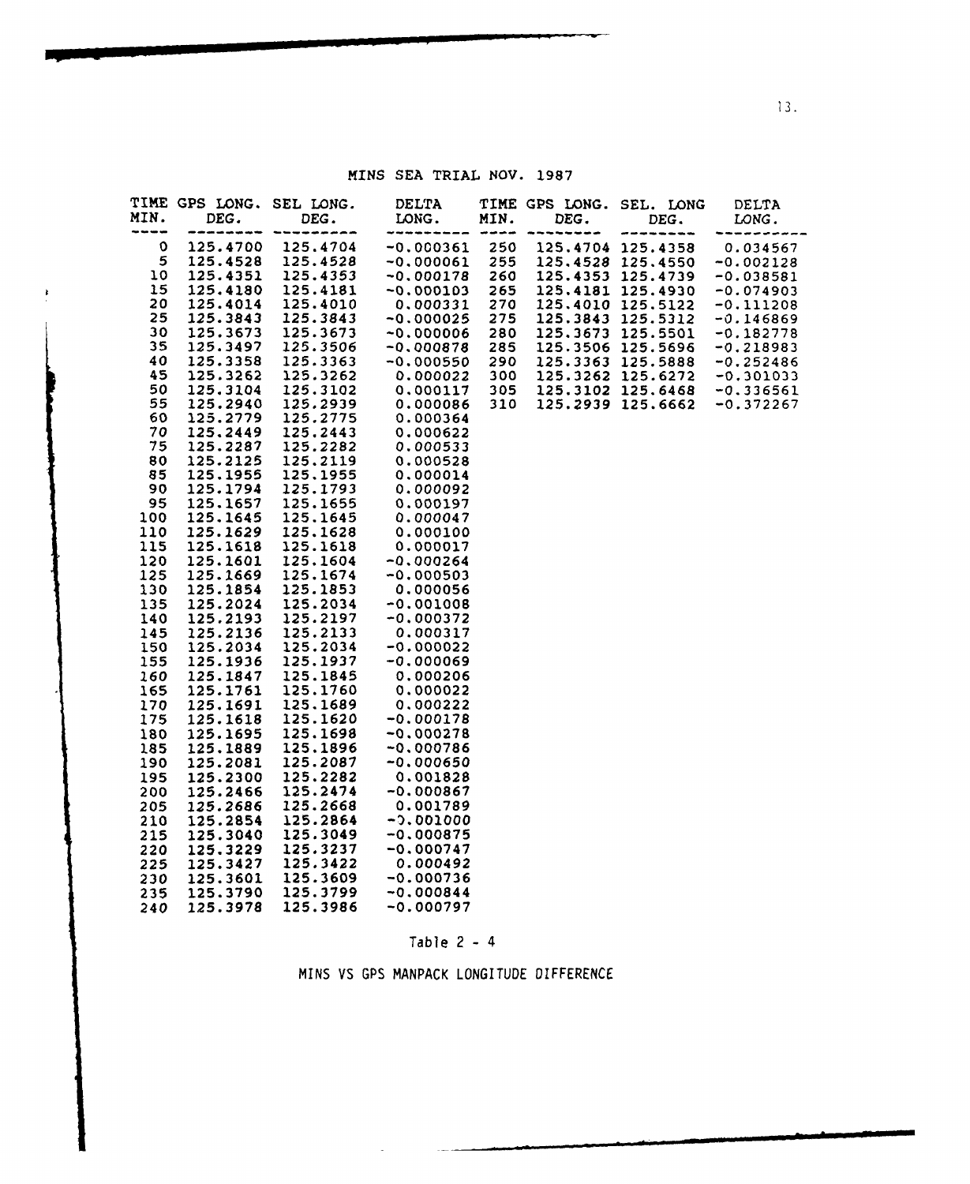MINS SEA TRIAL NOV. 1987

| TIME MIN. | GPS LONG. DEG. | SEL LONG. DEG. | DELTA LONG. | TIME MIN. | GPS LONG. DEG. | SEL. LONG DEG. | DELTA LONG. |
|---|---|---|---|---|---|---|---|
| 0 | 125.4700 | 125.4704 | -0.000361 | 250 | 125.4704 | 125.4358 | 0.034567 |
| 5 | 125.4528 | 125.4528 | -0.000061 | 255 | 125.4528 | 125.4550 | -0.002128 |
| 10 | 125.4351 | 125.4353 | -0.000178 | 260 | 125.4353 | 125.4739 | -0.038581 |
| 15 | 125.4180 | 125.4181 | -0.000103 | 265 | 125.4181 | 125.4930 | -0.074903 |
| 20 | 125.4014 | 125.4010 | 0.000331 | 270 | 125.4010 | 125.5122 | -0.111208 |
| 25 | 125.3843 | 125.3843 | -0.000025 | 275 | 125.3843 | 125.5312 | -0.146869 |
| 30 | 125.3673 | 125.3673 | -0.000006 | 280 | 125.3673 | 125.5501 | -0.182778 |
| 35 | 125.3497 | 125.3506 | -0.000878 | 285 | 125.3506 | 125.5696 | -0.218983 |
| 40 | 125.3358 | 125.3363 | -0.000550 | 290 | 125.3363 | 125.5888 | -0.252486 |
| 45 | 125.3262 | 125.3262 | 0.000022 | 300 | 125.3262 | 125.6272 | -0.301033 |
| 50 | 125.3104 | 125.3102 | 0.000117 | 305 | 125.3102 | 125.6468 | -0.336561 |
| 55 | 125.2940 | 125.2939 | 0.000086 | 310 | 125.2939 | 125.6662 | -0.372267 |
| 60 | 125.2779 | 125.2775 | 0.000364 | | | | |
| 70 | 125.2449 | 125.2443 | 0.000622 | | | | |
| 75 | 125.2287 | 125.2282 | 0.000533 | | | | |
| 80 | 125.2125 | 125.2119 | 0.000528 | | | | |
| 85 | 125.1955 | 125.1955 | 0.000014 | | | | |
| 90 | 125.1794 | 125.1793 | 0.000092 | | | | |
| 95 | 125.1657 | 125.1655 | 0.000197 | | | | |
| 100 | 125.1645 | 125.1645 | 0.000047 | | | | |
| 110 | 125.1629 | 125.1628 | 0.000100 | | | | |
| 115 | 125.1618 | 125.1618 | 0.000017 | | | | |
| 120 | 125.1601 | 125.1604 | -0.000264 | | | | |
| 125 | 125.1669 | 125.1674 | -0.000503 | | | | |
| 130 | 125.1854 | 125.1853 | 0.000056 | | | | |
| 135 | 125.2024 | 125.2034 | -0.001008 | | | | |
| 140 | 125.2193 | 125.2197 | -0.000372 | | | | |
| 145 | 125.2136 | 125.2133 | 0.000317 | | | | |
| 150 | 125.2034 | 125.2034 | -0.000022 | | | | |
| 155 | 125.1936 | 125.1937 | -0.000069 | | | | |
| 160 | 125.1847 | 125.1845 | 0.000206 | | | | |
| 165 | 125.1761 | 125.1760 | 0.000022 | | | | |
| 170 | 125.1691 | 125.1689 | 0.000222 | | | | |
| 175 | 125.1618 | 125.1620 | -0.000178 | | | | |
| 180 | 125.1695 | 125.1698 | -0.000278 | | | | |
| 185 | 125.1889 | 125.1896 | -0.000786 | | | | |
| 190 | 125.2081 | 125.2087 | -0.000650 | | | | |
| 195 | 125.2300 | 125.2282 | 0.001828 | | | | |
| 200 | 125.2466 | 125.2474 | -0.000867 | | | | |
| 205 | 125.2686 | 125.2668 | 0.001789 | | | | |
| 210 | 125.2854 | 125.2864 | -0.001000 | | | | |
| 215 | 125.3040 | 125.3049 | -0.000875 | | | | |
| 220 | 125.3229 | 125.3237 | -0.000747 | | | | |
| 225 | 125.3427 | 125.3422 | 0.000492 | | | | |
| 230 | 125.3601 | 125.3609 | -0.000736 | | | | |
| 235 | 125.3790 | 125.3799 | -0.000844 | | | | |
| 240 | 125.3978 | 125.3986 | -0.000797 | | | | |

Table 2 - 4

MINS VS GPS MANPACK LONGITUDE DIFFERENCE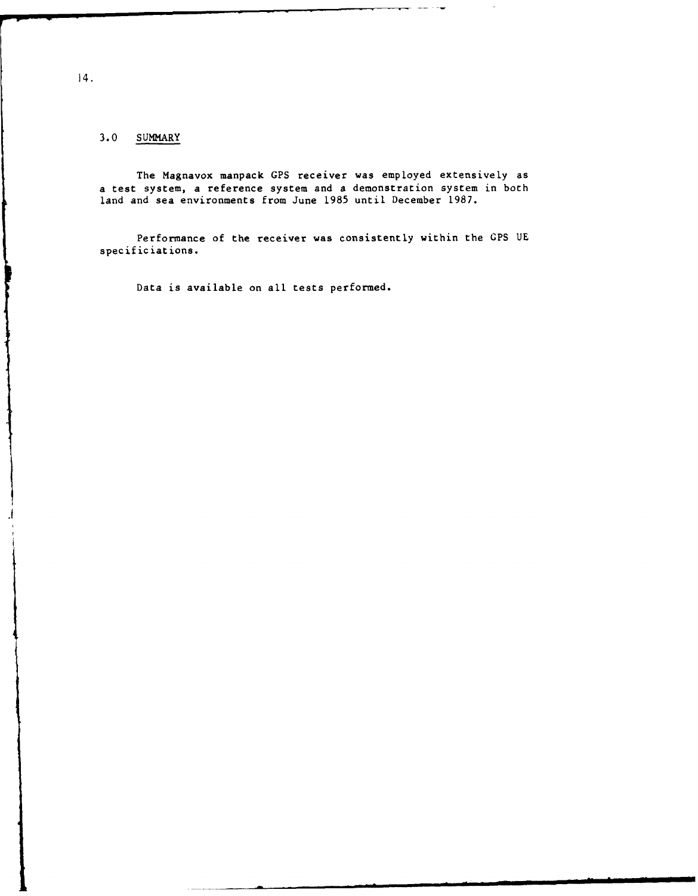## 3.0 SUMMARY

The Magnavox manpack GPS receiver was employed extensively as a test system, a reference system and a demonstration system in both land and sea environments from June 1985 until December 1987.

Performance of the receiver was consistently within the GPS UE specificiations.

Data is available on all tests performed.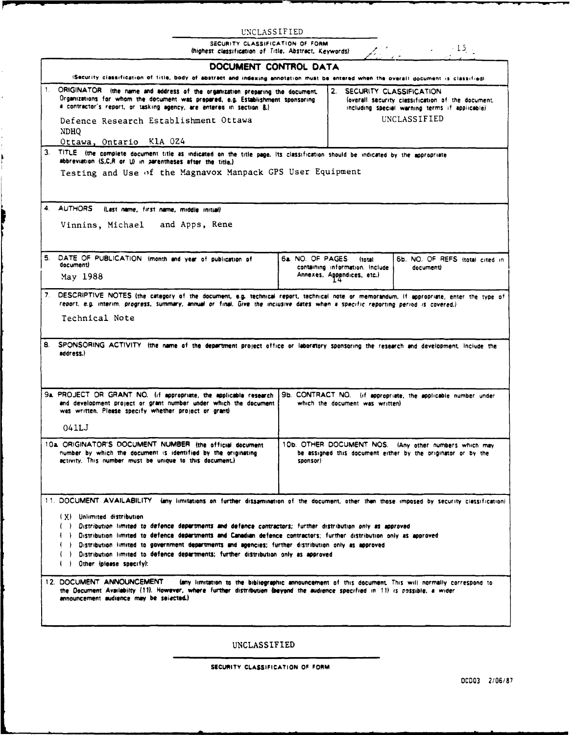UNCLASSIFIED

SECURITY CLASSIFICATION OF FORM
(highest classification of Title, Abstract, Keywords)

# DOCUMENT CONTROL DATA

(Security classification of title, body of abstract and indexing annotation must be entered when the overall document is classified)

**1. ORIGINATOR** (the name and address of the organization preparing the document. Organizations for whom the document was prepared, e.g. Establishment sponsoring a contractor's report, or tasking agency, are entered in section 8.)

Defence Research Establishment Ottawa
NDHQ
Ottawa, Ontario K1A 0Z4

**2. SECURITY CLASSIFICATION** (overall security classification of the document, including special warning terms if applicable)

UNCLASSIFIED

**3. TITLE** (the complete document title as indicated on the title page. Its classification should be indicated by the appropriate abbreviation (S,C,R or U) in parentheses after the title.)

Testing and Use of the Magnavox Manpack GPS User Equipment

**4. AUTHORS** (Last name, first name, middle initial)

Vinnins, Michael and Apps, Rene

**5. DATE OF PUBLICATION** (month and year of publication of document)

May 1988

**6a. NO. OF PAGES** (total containing information. Include Annexes, Appendices, etc.)

14

**6b. NO. OF REFS** (total cited in document)

**7. DESCRIPTIVE NOTES** (the category of the document, e.g. technical report, technical note or memorandum. If appropriate, enter the type of report, e.g. interim, progress, summary, annual or final. Give the inclusive dates when a specific reporting period is covered.)

Technical Note

**8. SPONSORING ACTIVITY** (the name of the department project office or laboratory sponsoring the research and development. Include the address.)

**9a. PROJECT OR GRANT NO.** (if appropriate, the applicable research and development project or grant number under which the document was written. Please specify whether project or grant)

041LJ

**9b. CONTRACT NO.** (if appropriate, the applicable number under which the document was written)

**10a. ORIGINATOR'S DOCUMENT NUMBER** (the official document number by which the document is identified by the originating activity. This number must be unique to this document.)

**10b. OTHER DOCUMENT NOS.** (Any other numbers which may be assigned this document either by the originator or by the sponsor)

**11. DOCUMENT AVAILABILITY** (any limitations on further dissemination of the document, other than those imposed by security classification)

- ( X ) Unlimited distribution
- ( ) Distribution limited to defence departments and defence contractors; further distribution only as approved
- ( ) Distribution limited to defence departments and Canadian defence contractors; further distribution only as approved
- ( ) Distribution limited to government departments and agencies; further distribution only as approved
- ( ) Distribution limited to defence departments; further distribution only as approved
- ( ) Other (please specify):

**12. DOCUMENT ANNOUNCEMENT** (any limitation to the bibliographic announcement of this document. This will normally correspond to the Document Availability (11). However, where further distribution (beyond the audience specified in 11) is possible, a wider announcement audience may be selected.)

UNCLASSIFIED

SECURITY CLASSIFICATION OF FORM

DCD03 2/06/87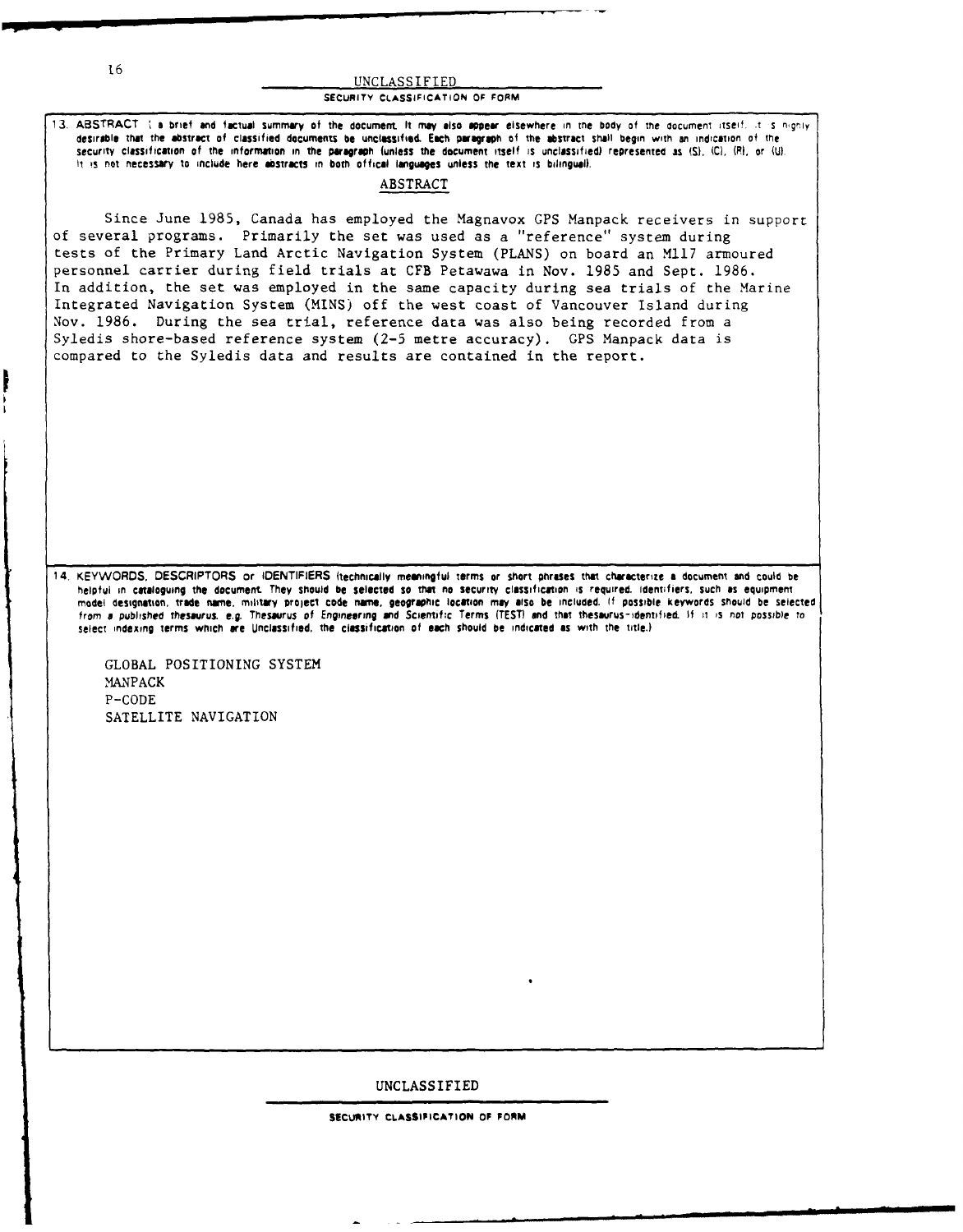UNCLASSIFIED

SECURITY CLASSIFICATION OF FORM

13. ABSTRACT ( a brief and factual summary of the document. It may also appear elsewhere in the body of the document itself. It is highly desirable that the abstract of classified documents be unclassified. Each paragraph of the abstract shall begin with an indication of the security classification of the information in the paragraph (unless the document itself is unclassified) represented as (S), (C), (R), or (U). It is not necessary to include here abstracts in both offical languages unless the text is bilingual).

## ABSTRACT

Since June 1985, Canada has employed the Magnavox GPS Manpack receivers in support of several programs. Primarily the set was used as a "reference" system during tests of the Primary Land Arctic Navigation System (PLANS) on board an M117 armoured personnel carrier during field trials at CFB Petawawa in Nov. 1985 and Sept. 1986. In addition, the set was employed in the same capacity during sea trials of the Marine Integrated Navigation System (MINS) off the west coast of Vancouver Island during Nov. 1986. During the sea trial, reference data was also being recorded from a Syledis shore-based reference system (2-5 metre accuracy). GPS Manpack data is compared to the Syledis data and results are contained in the report.

14. KEYWORDS, DESCRIPTORS or IDENTIFIERS (technically meaningful terms or short phrases that characterize a document and could be helpful in cataloguing the document. They should be selected so that no security classification is required. Identifiers, such as equipment model designation, trade name, military project code name, geographic location may also be included. If possible keywords should be selected from a published thesaurus. e.g. Thesaurus of Engineering and Scientific Terms (TEST) and that thesaurus-identified. If it is not possible to select indexing terms which are Unclassified, the classification of each should be indicated as with the title.)

GLOBAL POSITIONING SYSTEM
MANPACK
P-CODE
SATELLITE NAVIGATION

UNCLASSIFIED

SECURITY CLASSIFICATION OF FORM